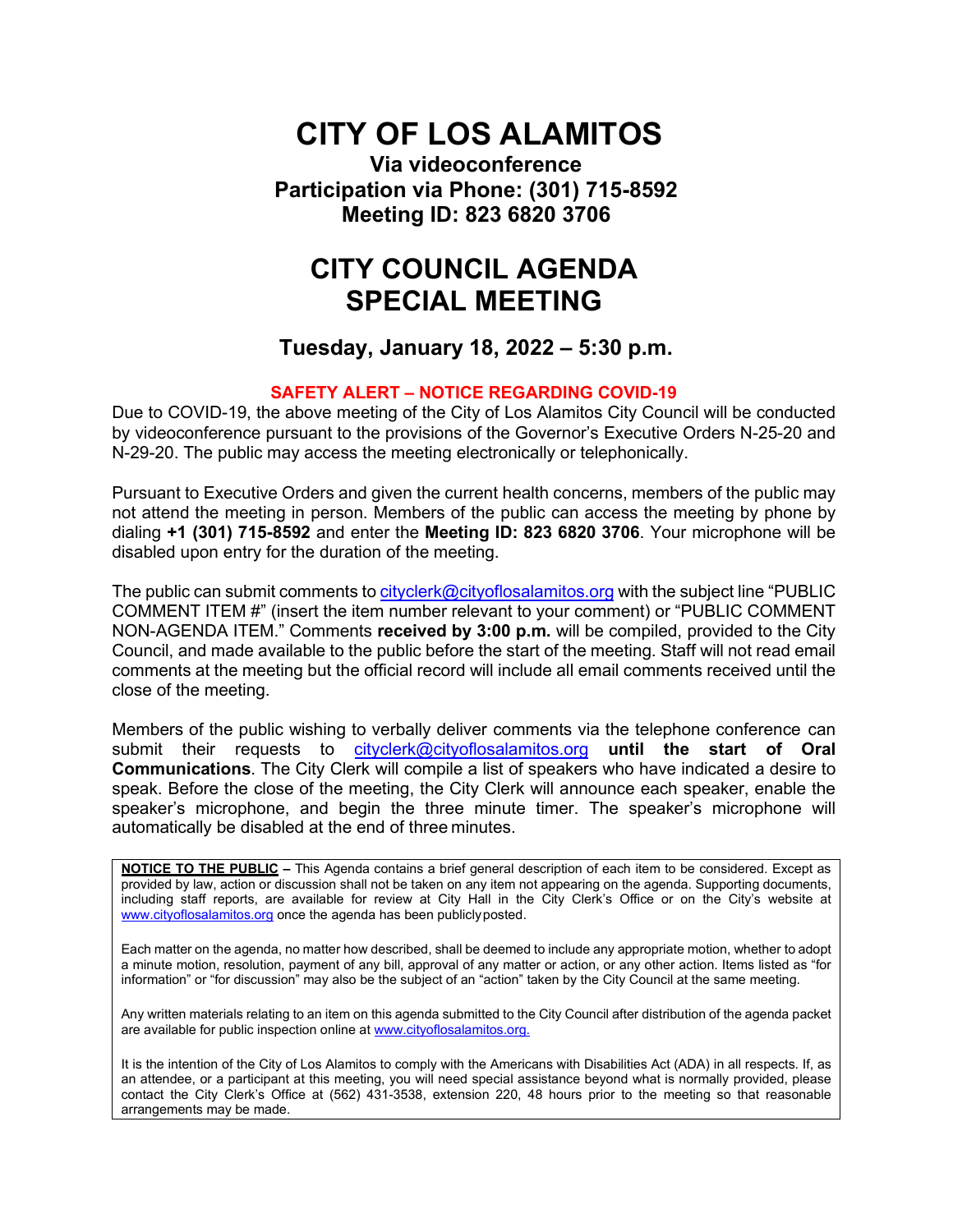# CITY OF LOS ALAMITOS

**Via videoconference**
**Participation via Phone: (301) 715-8592**
**Meeting ID: 823 6820 3706**

# CITY COUNCIL AGENDA
# SPECIAL MEETING

## Tuesday, January 18, 2022 – 5:30 p.m.

**SAFETY ALERT – NOTICE REGARDING COVID-19**

Due to COVID-19, the above meeting of the City of Los Alamitos City Council will be conducted by videoconference pursuant to the provisions of the Governor's Executive Orders N-25-20 and N-29-20. The public may access the meeting electronically or telephonically.

Pursuant to Executive Orders and given the current health concerns, members of the public may not attend the meeting in person. Members of the public can access the meeting by phone by dialing **+1 (301) 715-8592** and enter the **Meeting ID: 823 6820 3706**. Your microphone will be disabled upon entry for the duration of the meeting.

The public can submit comments to cityclerk@cityoflosalamitos.org with the subject line "PUBLIC COMMENT ITEM #" (insert the item number relevant to your comment) or "PUBLIC COMMENT NON-AGENDA ITEM." Comments **received by 3:00 p.m.** will be compiled, provided to the City Council, and made available to the public before the start of the meeting. Staff will not read email comments at the meeting but the official record will include all email comments received until the close of the meeting.

Members of the public wishing to verbally deliver comments via the telephone conference can submit their requests to cityclerk@cityoflosalamitos.org **until the start of Oral Communications**. The City Clerk will compile a list of speakers who have indicated a desire to speak. Before the close of the meeting, the City Clerk will announce each speaker, enable the speaker's microphone, and begin the three minute timer. The speaker's microphone will automatically be disabled at the end of three minutes.

**NOTICE TO THE PUBLIC** – This Agenda contains a brief general description of each item to be considered. Except as provided by law, action or discussion shall not be taken on any item not appearing on the agenda. Supporting documents, including staff reports, are available for review at City Hall in the City Clerk's Office or on the City's website at www.cityoflosalamitos.org once the agenda has been publicly posted.

Each matter on the agenda, no matter how described, shall be deemed to include any appropriate motion, whether to adopt a minute motion, resolution, payment of any bill, approval of any matter or action, or any other action. Items listed as "for information" or "for discussion" may also be the subject of an "action" taken by the City Council at the same meeting.

Any written materials relating to an item on this agenda submitted to the City Council after distribution of the agenda packet are available for public inspection online at www.cityoflosalamitos.org.

It is the intention of the City of Los Alamitos to comply with the Americans with Disabilities Act (ADA) in all respects. If, as an attendee, or a participant at this meeting, you will need special assistance beyond what is normally provided, please contact the City Clerk's Office at (562) 431-3538, extension 220, 48 hours prior to the meeting so that reasonable arrangements may be made.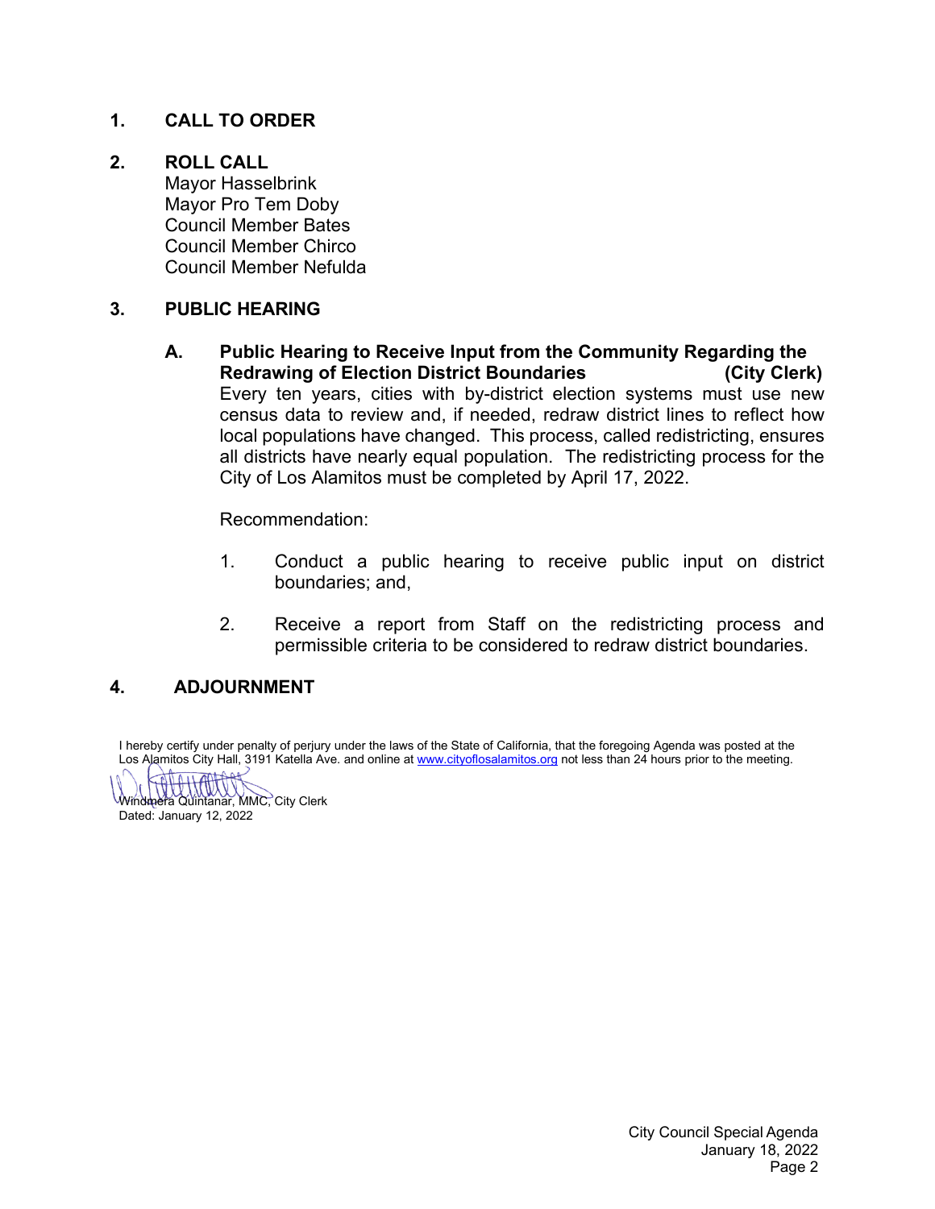## 1. CALL TO ORDER

## 2. ROLL CALL

Mayor Hasselbrink
Mayor Pro Tem Doby
Council Member Bates
Council Member Chirco
Council Member Nefulda

## 3. PUBLIC HEARING

### A. Public Hearing to Receive Input from the Community Regarding the Redrawing of Election District Boundaries (City Clerk)

Every ten years, cities with by-district election systems must use new census data to review and, if needed, redraw district lines to reflect how local populations have changed. This process, called redistricting, ensures all districts have nearly equal population. The redistricting process for the City of Los Alamitos must be completed by April 17, 2022.

Recommendation:

1. Conduct a public hearing to receive public input on district boundaries; and,
2. Receive a report from Staff on the redistricting process and permissible criteria to be considered to redraw district boundaries.

## 4. ADJOURNMENT

I hereby certify under penalty of perjury under the laws of the State of California, that the foregoing Agenda was posted at the Los Alamitos City Hall, 3191 Katella Ave. and online at www.cityoflosalamitos.org not less than 24 hours prior to the meeting.

Windmera Quintanar, MMC, City Clerk
Dated: January 12, 2022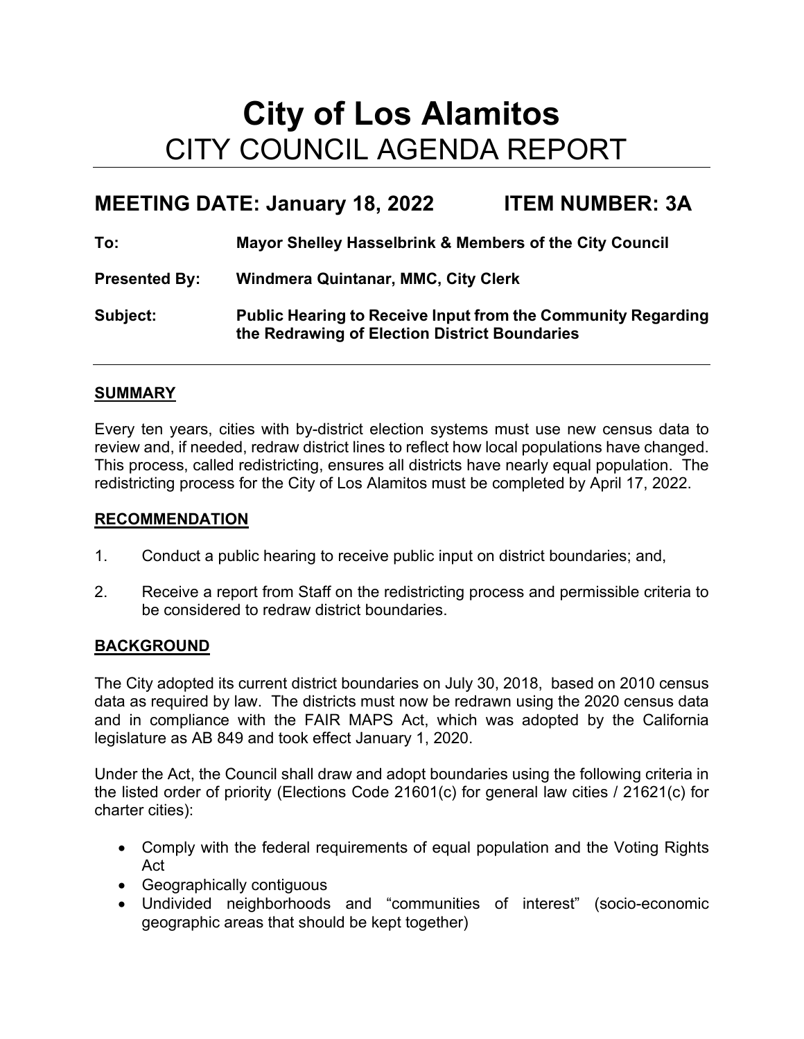# City of Los Alamitos

## CITY COUNCIL AGENDA REPORT

**MEETING DATE: January 18, 2022 ITEM NUMBER: 3A**

**To:** **Mayor Shelley Hasselbrink & Members of the City Council**

**Presented By:** **Windmera Quintanar, MMC, City Clerk**

**Subject:** **Public Hearing to Receive Input from the Community Regarding the Redrawing of Election District Boundaries**

### SUMMARY

Every ten years, cities with by-district election systems must use new census data to review and, if needed, redraw district lines to reflect how local populations have changed. This process, called redistricting, ensures all districts have nearly equal population. The redistricting process for the City of Los Alamitos must be completed by April 17, 2022.

### RECOMMENDATION

1. Conduct a public hearing to receive public input on district boundaries; and,
2. Receive a report from Staff on the redistricting process and permissible criteria to be considered to redraw district boundaries.

### BACKGROUND

The City adopted its current district boundaries on July 30, 2018, based on 2010 census data as required by law. The districts must now be redrawn using the 2020 census data and in compliance with the FAIR MAPS Act, which was adopted by the California legislature as AB 849 and took effect January 1, 2020.

Under the Act, the Council shall draw and adopt boundaries using the following criteria in the listed order of priority (Elections Code 21601(c) for general law cities / 21621(c) for charter cities):

- Comply with the federal requirements of equal population and the Voting Rights Act
- Geographically contiguous
- Undivided neighborhoods and "communities of interest" (socio-economic geographic areas that should be kept together)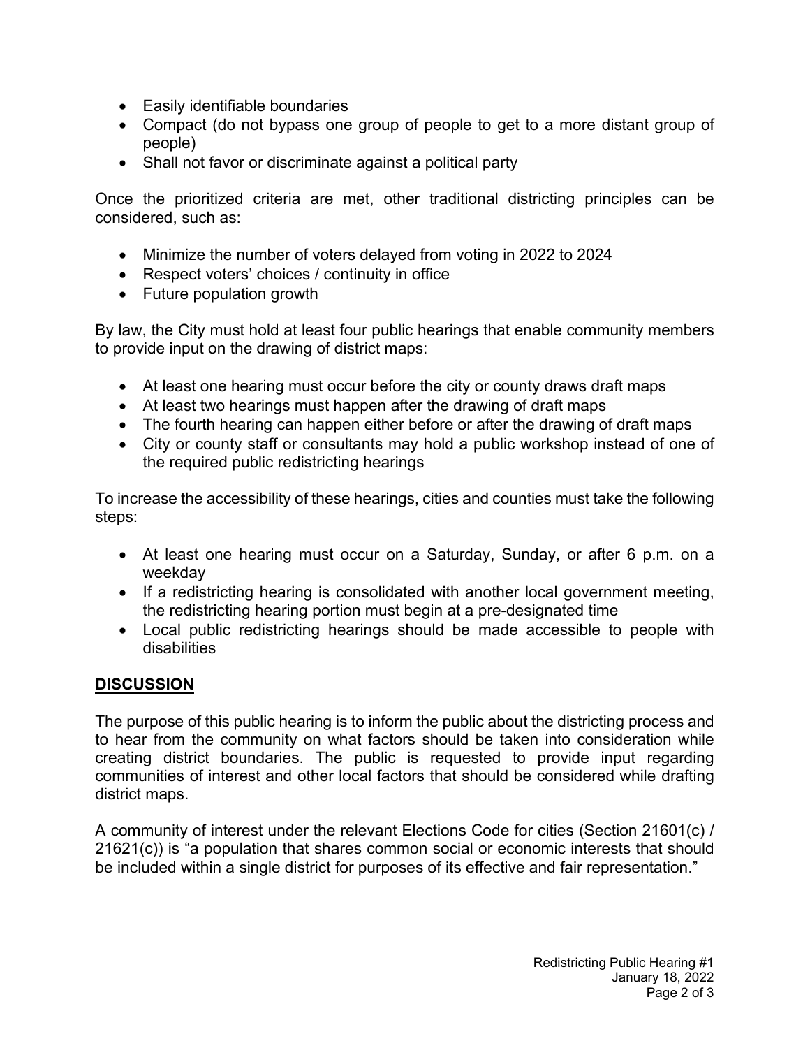- Easily identifiable boundaries
- Compact (do not bypass one group of people to get to a more distant group of people)
- Shall not favor or discriminate against a political party

Once the prioritized criteria are met, other traditional districting principles can be considered, such as:

- Minimize the number of voters delayed from voting in 2022 to 2024
- Respect voters' choices / continuity in office
- Future population growth

By law, the City must hold at least four public hearings that enable community members to provide input on the drawing of district maps:

- At least one hearing must occur before the city or county draws draft maps
- At least two hearings must happen after the drawing of draft maps
- The fourth hearing can happen either before or after the drawing of draft maps
- City or county staff or consultants may hold a public workshop instead of one of the required public redistricting hearings

To increase the accessibility of these hearings, cities and counties must take the following steps:

- At least one hearing must occur on a Saturday, Sunday, or after 6 p.m. on a weekday
- If a redistricting hearing is consolidated with another local government meeting, the redistricting hearing portion must begin at a pre-designated time
- Local public redistricting hearings should be made accessible to people with disabilities

## DISCUSSION

The purpose of this public hearing is to inform the public about the districting process and to hear from the community on what factors should be taken into consideration while creating district boundaries. The public is requested to provide input regarding communities of interest and other local factors that should be considered while drafting district maps.

A community of interest under the relevant Elections Code for cities (Section 21601(c) / 21621(c)) is "a population that shares common social or economic interests that should be included within a single district for purposes of its effective and fair representation."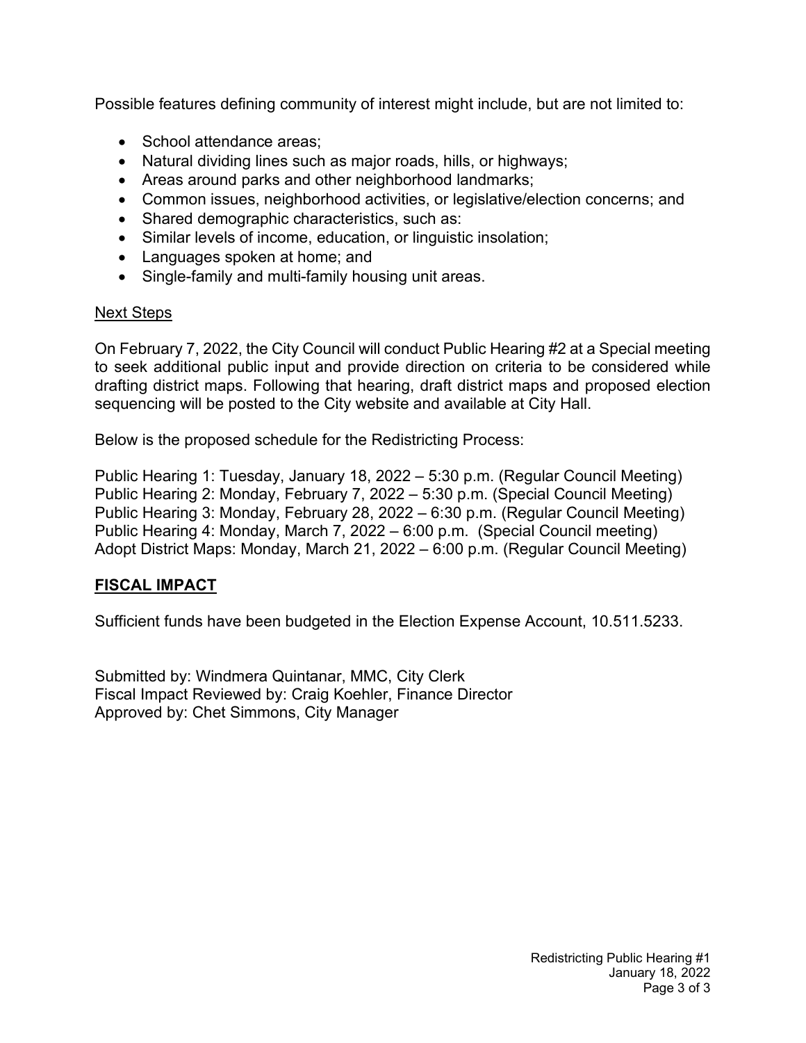Possible features defining community of interest might include, but are not limited to:

- School attendance areas;
- Natural dividing lines such as major roads, hills, or highways;
- Areas around parks and other neighborhood landmarks;
- Common issues, neighborhood activities, or legislative/election concerns; and
- Shared demographic characteristics, such as:
- Similar levels of income, education, or linguistic insolation;
- Languages spoken at home; and
- Single-family and multi-family housing unit areas.

Next Steps

On February 7, 2022, the City Council will conduct Public Hearing #2 at a Special meeting to seek additional public input and provide direction on criteria to be considered while drafting district maps. Following that hearing, draft district maps and proposed election sequencing will be posted to the City website and available at City Hall.

Below is the proposed schedule for the Redistricting Process:

Public Hearing 1: Tuesday, January 18, 2022 – 5:30 p.m. (Regular Council Meeting)
Public Hearing 2: Monday, February 7, 2022 – 5:30 p.m. (Special Council Meeting)
Public Hearing 3: Monday, February 28, 2022 – 6:30 p.m. (Regular Council Meeting)
Public Hearing 4: Monday, March 7, 2022 – 6:00 p.m. (Special Council meeting)
Adopt District Maps: Monday, March 21, 2022 – 6:00 p.m. (Regular Council Meeting)

## FISCAL IMPACT

Sufficient funds have been budgeted in the Election Expense Account, 10.511.5233.

Submitted by: Windmera Quintanar, MMC, City Clerk
Fiscal Impact Reviewed by: Craig Koehler, Finance Director
Approved by: Chet Simmons, City Manager